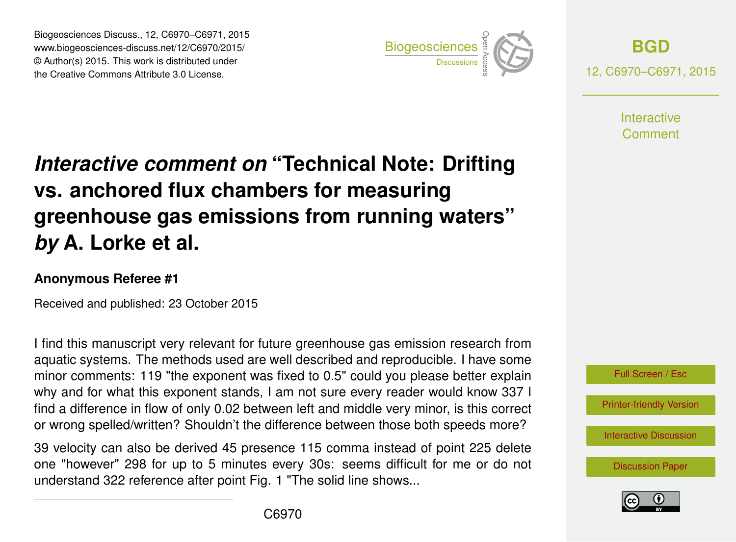# *Interactive comment on* "Technical Note: Drifting vs. anchored flux chambers for measuring greenhouse gas emissions from running waters" *by* A. Lorke et al.

**Anonymous Referee #1**

Received and published: 23 October 2015

I find this manuscript very relevant for future greenhouse gas emission research from aquatic systems. The methods used are well described and reproducible. I have some minor comments: 119 "the exponent was fixed to 0.5" could you please better explain why and for what this exponent stands, I am not sure every reader would know 337 I find a difference in flow of only 0.02 between left and middle very minor, is this correct or wrong spelled/written? Shouldn't the difference between those both speeds more?

39 velocity can also be derived 45 presence 115 comma instead of point 225 delete one "however" 298 for up to 5 minutes every 30s: seems difficult for me or do not understand 322 reference after point Fig. 1 "The solid line shows...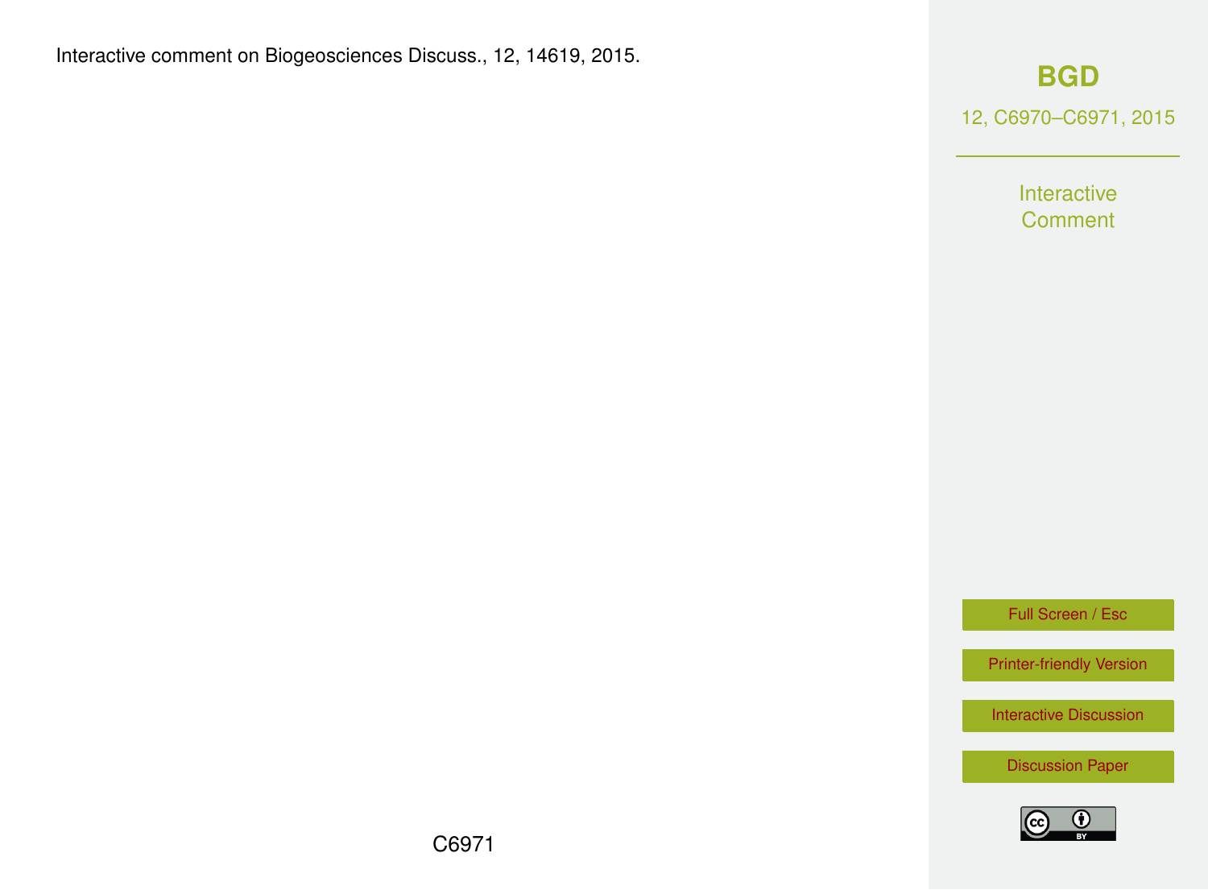Interactive comment on Biogeosciences Discuss., 12, 14619, 2015.